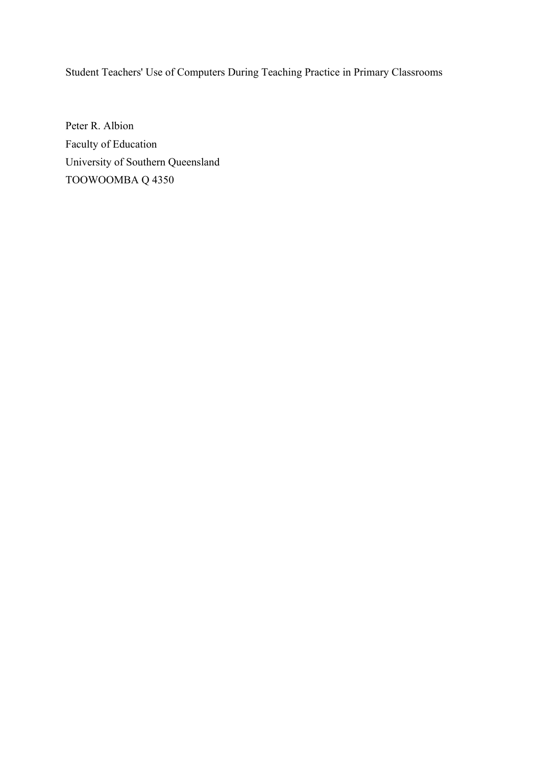# Student Teachers' Use of Computers During Teaching Practice in Primary Classrooms

Peter R. Albion
Faculty of Education
University of Southern Queensland
TOOWOOMBA Q 4350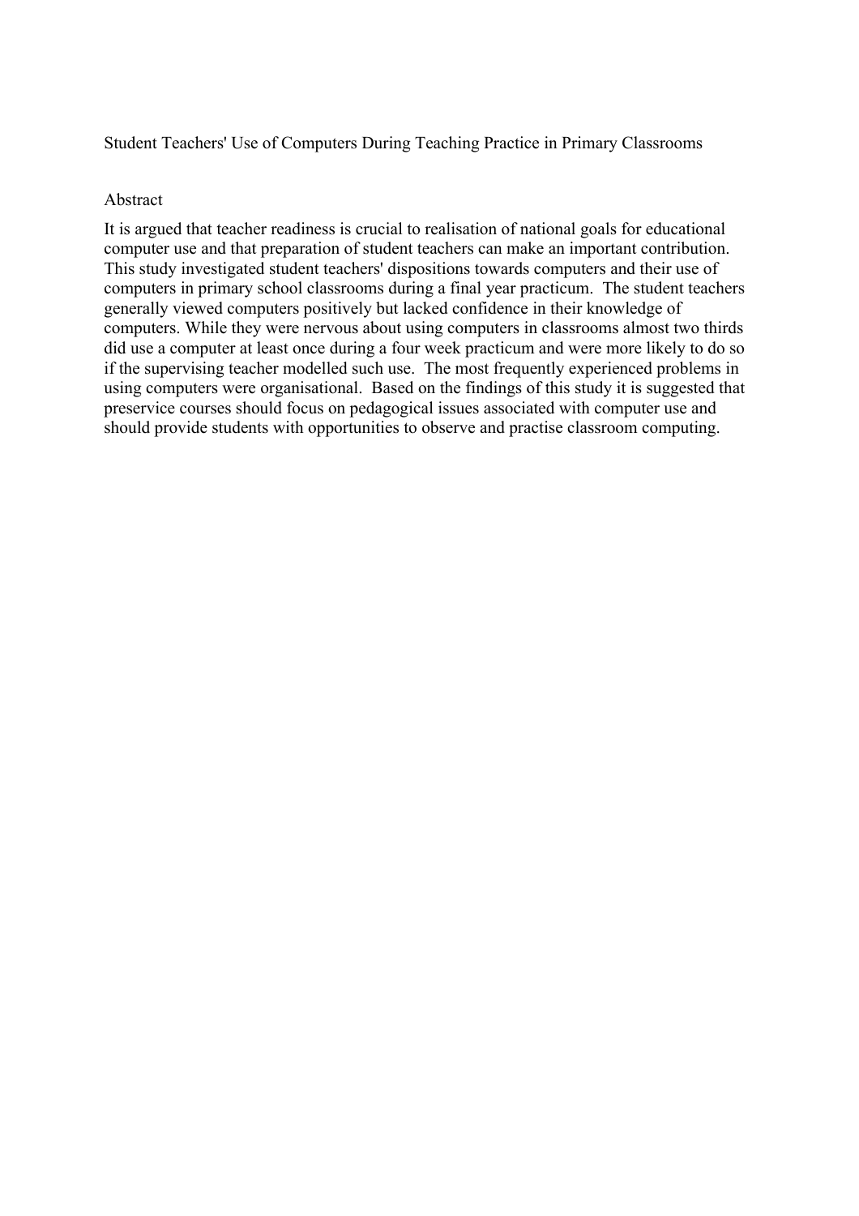# Student Teachers' Use of Computers During Teaching Practice in Primary Classrooms

## Abstract

It is argued that teacher readiness is crucial to realisation of national goals for educational computer use and that preparation of student teachers can make an important contribution. This study investigated student teachers' dispositions towards computers and their use of computers in primary school classrooms during a final year practicum. The student teachers generally viewed computers positively but lacked confidence in their knowledge of computers. While they were nervous about using computers in classrooms almost two thirds did use a computer at least once during a four week practicum and were more likely to do so if the supervising teacher modelled such use. The most frequently experienced problems in using computers were organisational. Based on the findings of this study it is suggested that preservice courses should focus on pedagogical issues associated with computer use and should provide students with opportunities to observe and practise classroom computing.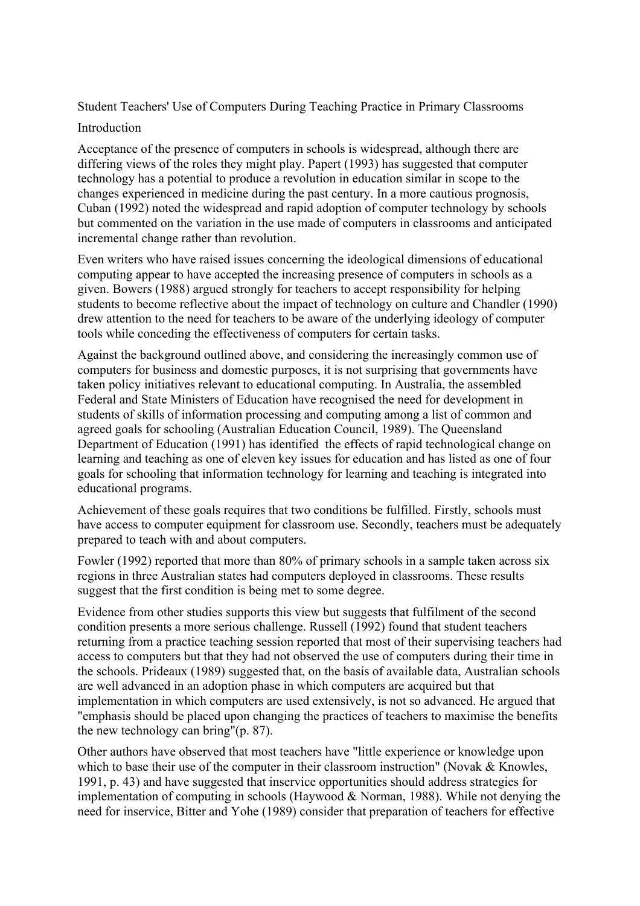# Student Teachers' Use of Computers During Teaching Practice in Primary Classrooms

## Introduction

Acceptance of the presence of computers in schools is widespread, although there are differing views of the roles they might play. Papert (1993) has suggested that computer technology has a potential to produce a revolution in education similar in scope to the changes experienced in medicine during the past century. In a more cautious prognosis, Cuban (1992) noted the widespread and rapid adoption of computer technology by schools but commented on the variation in the use made of computers in classrooms and anticipated incremental change rather than revolution.

Even writers who have raised issues concerning the ideological dimensions of educational computing appear to have accepted the increasing presence of computers in schools as a given. Bowers (1988) argued strongly for teachers to accept responsibility for helping students to become reflective about the impact of technology on culture and Chandler (1990) drew attention to the need for teachers to be aware of the underlying ideology of computer tools while conceding the effectiveness of computers for certain tasks.

Against the background outlined above, and considering the increasingly common use of computers for business and domestic purposes, it is not surprising that governments have taken policy initiatives relevant to educational computing. In Australia, the assembled Federal and State Ministers of Education have recognised the need for development in students of skills of information processing and computing among a list of common and agreed goals for schooling (Australian Education Council, 1989). The Queensland Department of Education (1991) has identified the effects of rapid technological change on learning and teaching as one of eleven key issues for education and has listed as one of four goals for schooling that information technology for learning and teaching is integrated into educational programs.

Achievement of these goals requires that two conditions be fulfilled. Firstly, schools must have access to computer equipment for classroom use. Secondly, teachers must be adequately prepared to teach with and about computers.

Fowler (1992) reported that more than 80% of primary schools in a sample taken across six regions in three Australian states had computers deployed in classrooms. These results suggest that the first condition is being met to some degree.

Evidence from other studies supports this view but suggests that fulfilment of the second condition presents a more serious challenge. Russell (1992) found that student teachers returning from a practice teaching session reported that most of their supervising teachers had access to computers but that they had not observed the use of computers during their time in the schools. Prideaux (1989) suggested that, on the basis of available data, Australian schools are well advanced in an adoption phase in which computers are acquired but that implementation in which computers are used extensively, is not so advanced. He argued that "emphasis should be placed upon changing the practices of teachers to maximise the benefits the new technology can bring"(p. 87).

Other authors have observed that most teachers have "little experience or knowledge upon which to base their use of the computer in their classroom instruction" (Novak & Knowles, 1991, p. 43) and have suggested that inservice opportunities should address strategies for implementation of computing in schools (Haywood & Norman, 1988). While not denying the need for inservice, Bitter and Yohe (1989) consider that preparation of teachers for effective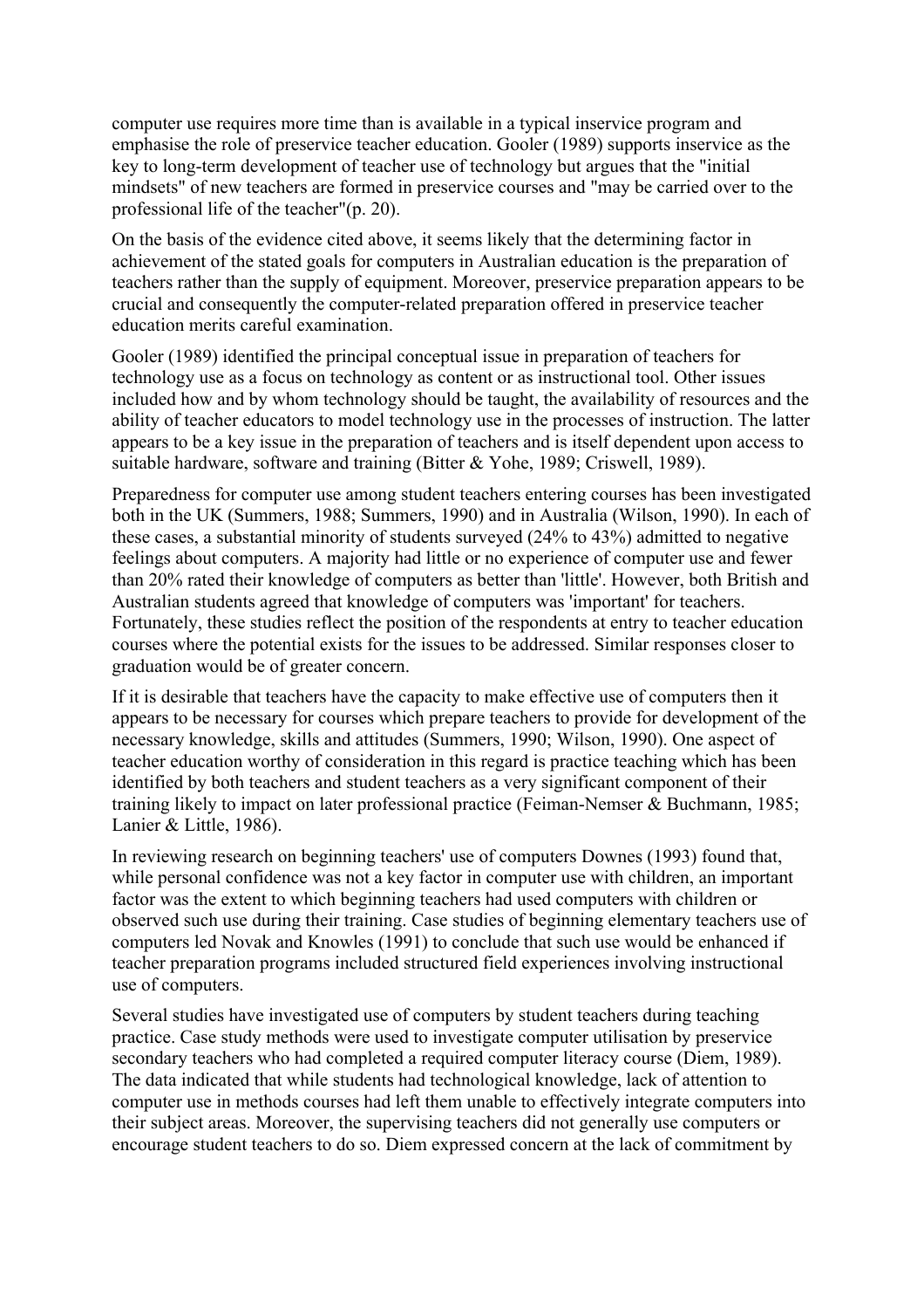computer use requires more time than is available in a typical inservice program and emphasise the role of preservice teacher education. Gooler (1989) supports inservice as the key to long-term development of teacher use of technology but argues that the "initial mindsets" of new teachers are formed in preservice courses and "may be carried over to the professional life of the teacher"(p. 20).

On the basis of the evidence cited above, it seems likely that the determining factor in achievement of the stated goals for computers in Australian education is the preparation of teachers rather than the supply of equipment. Moreover, preservice preparation appears to be crucial and consequently the computer-related preparation offered in preservice teacher education merits careful examination.

Gooler (1989) identified the principal conceptual issue in preparation of teachers for technology use as a focus on technology as content or as instructional tool. Other issues included how and by whom technology should be taught, the availability of resources and the ability of teacher educators to model technology use in the processes of instruction. The latter appears to be a key issue in the preparation of teachers and is itself dependent upon access to suitable hardware, software and training (Bitter & Yohe, 1989; Criswell, 1989).

Preparedness for computer use among student teachers entering courses has been investigated both in the UK (Summers, 1988; Summers, 1990) and in Australia (Wilson, 1990). In each of these cases, a substantial minority of students surveyed (24% to 43%) admitted to negative feelings about computers. A majority had little or no experience of computer use and fewer than 20% rated their knowledge of computers as better than 'little'. However, both British and Australian students agreed that knowledge of computers was 'important' for teachers. Fortunately, these studies reflect the position of the respondents at entry to teacher education courses where the potential exists for the issues to be addressed. Similar responses closer to graduation would be of greater concern.

If it is desirable that teachers have the capacity to make effective use of computers then it appears to be necessary for courses which prepare teachers to provide for development of the necessary knowledge, skills and attitudes (Summers, 1990; Wilson, 1990). One aspect of teacher education worthy of consideration in this regard is practice teaching which has been identified by both teachers and student teachers as a very significant component of their training likely to impact on later professional practice (Feiman-Nemser & Buchmann, 1985; Lanier & Little, 1986).

In reviewing research on beginning teachers' use of computers Downes (1993) found that, while personal confidence was not a key factor in computer use with children, an important factor was the extent to which beginning teachers had used computers with children or observed such use during their training. Case studies of beginning elementary teachers use of computers led Novak and Knowles (1991) to conclude that such use would be enhanced if teacher preparation programs included structured field experiences involving instructional use of computers.

Several studies have investigated use of computers by student teachers during teaching practice. Case study methods were used to investigate computer utilisation by preservice secondary teachers who had completed a required computer literacy course (Diem, 1989). The data indicated that while students had technological knowledge, lack of attention to computer use in methods courses had left them unable to effectively integrate computers into their subject areas. Moreover, the supervising teachers did not generally use computers or encourage student teachers to do so. Diem expressed concern at the lack of commitment by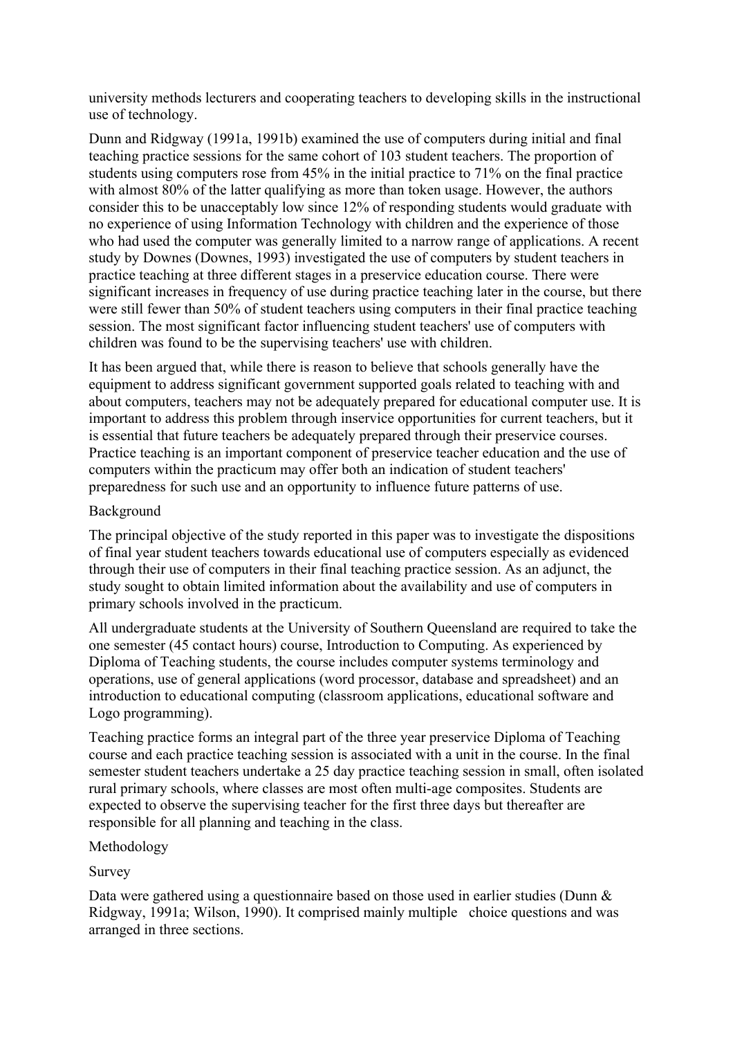university methods lecturers and cooperating teachers to developing skills in the instructional use of technology.

Dunn and Ridgway (1991a, 1991b) examined the use of computers during initial and final teaching practice sessions for the same cohort of 103 student teachers. The proportion of students using computers rose from 45% in the initial practice to 71% on the final practice with almost 80% of the latter qualifying as more than token usage. However, the authors consider this to be unacceptably low since 12% of responding students would graduate with no experience of using Information Technology with children and the experience of those who had used the computer was generally limited to a narrow range of applications. A recent study by Downes (Downes, 1993) investigated the use of computers by student teachers in practice teaching at three different stages in a preservice education course. There were significant increases in frequency of use during practice teaching later in the course, but there were still fewer than 50% of student teachers using computers in their final practice teaching session. The most significant factor influencing student teachers' use of computers with children was found to be the supervising teachers' use with children.

It has been argued that, while there is reason to believe that schools generally have the equipment to address significant government supported goals related to teaching with and about computers, teachers may not be adequately prepared for educational computer use. It is important to address this problem through inservice opportunities for current teachers, but it is essential that future teachers be adequately prepared through their preservice courses. Practice teaching is an important component of preservice teacher education and the use of computers within the practicum may offer both an indication of student teachers' preparedness for such use and an opportunity to influence future patterns of use.

## Background

The principal objective of the study reported in this paper was to investigate the dispositions of final year student teachers towards educational use of computers especially as evidenced through their use of computers in their final teaching practice session. As an adjunct, the study sought to obtain limited information about the availability and use of computers in primary schools involved in the practicum.

All undergraduate students at the University of Southern Queensland are required to take the one semester (45 contact hours) course, Introduction to Computing. As experienced by Diploma of Teaching students, the course includes computer systems terminology and operations, use of general applications (word processor, database and spreadsheet) and an introduction to educational computing (classroom applications, educational software and Logo programming).

Teaching practice forms an integral part of the three year preservice Diploma of Teaching course and each practice teaching session is associated with a unit in the course. In the final semester student teachers undertake a 25 day practice teaching session in small, often isolated rural primary schools, where classes are most often multi-age composites. Students are expected to observe the supervising teacher for the first three days but thereafter are responsible for all planning and teaching in the class.

## Methodology

### Survey

Data were gathered using a questionnaire based on those used in earlier studies (Dunn & Ridgway, 1991a; Wilson, 1990). It comprised mainly multiple choice questions and was arranged in three sections.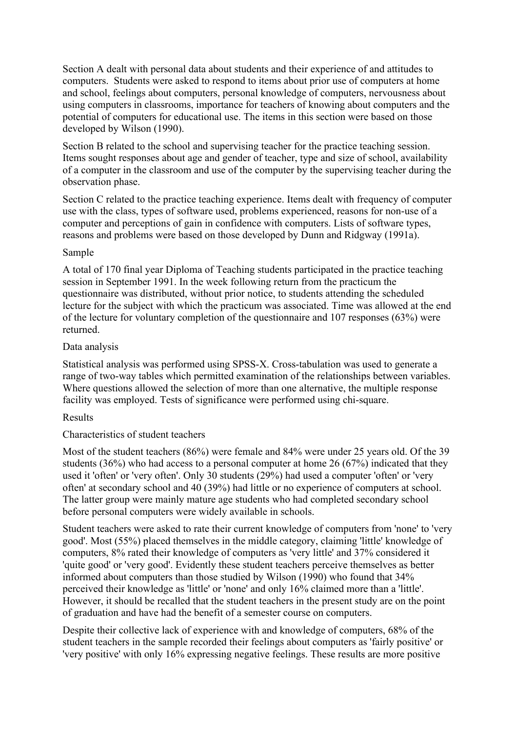Section A dealt with personal data about students and their experience of and attitudes to computers. Students were asked to respond to items about prior use of computers at home and school, feelings about computers, personal knowledge of computers, nervousness about using computers in classrooms, importance for teachers of knowing about computers and the potential of computers for educational use. The items in this section were based on those developed by Wilson (1990).

Section B related to the school and supervising teacher for the practice teaching session. Items sought responses about age and gender of teacher, type and size of school, availability of a computer in the classroom and use of the computer by the supervising teacher during the observation phase.

Section C related to the practice teaching experience. Items dealt with frequency of computer use with the class, types of software used, problems experienced, reasons for non-use of a computer and perceptions of gain in confidence with computers. Lists of software types, reasons and problems were based on those developed by Dunn and Ridgway (1991a).

## Sample

A total of 170 final year Diploma of Teaching students participated in the practice teaching session in September 1991. In the week following return from the practicum the questionnaire was distributed, without prior notice, to students attending the scheduled lecture for the subject with which the practicum was associated. Time was allowed at the end of the lecture for voluntary completion of the questionnaire and 107 responses (63%) were returned.

## Data analysis

Statistical analysis was performed using SPSS-X. Cross-tabulation was used to generate a range of two-way tables which permitted examination of the relationships between variables. Where questions allowed the selection of more than one alternative, the multiple response facility was employed. Tests of significance were performed using chi-square.

## Results

### Characteristics of student teachers

Most of the student teachers (86%) were female and 84% were under 25 years old. Of the 39 students (36%) who had access to a personal computer at home 26 (67%) indicated that they used it 'often' or 'very often'. Only 30 students (29%) had used a computer 'often' or 'very often' at secondary school and 40 (39%) had little or no experience of computers at school. The latter group were mainly mature age students who had completed secondary school before personal computers were widely available in schools.

Student teachers were asked to rate their current knowledge of computers from 'none' to 'very good'. Most (55%) placed themselves in the middle category, claiming 'little' knowledge of computers, 8% rated their knowledge of computers as 'very little' and 37% considered it 'quite good' or 'very good'. Evidently these student teachers perceive themselves as better informed about computers than those studied by Wilson (1990) who found that 34% perceived their knowledge as 'little' or 'none' and only 16% claimed more than a 'little'. However, it should be recalled that the student teachers in the present study are on the point of graduation and have had the benefit of a semester course on computers.

Despite their collective lack of experience with and knowledge of computers, 68% of the student teachers in the sample recorded their feelings about computers as 'fairly positive' or 'very positive' with only 16% expressing negative feelings. These results are more positive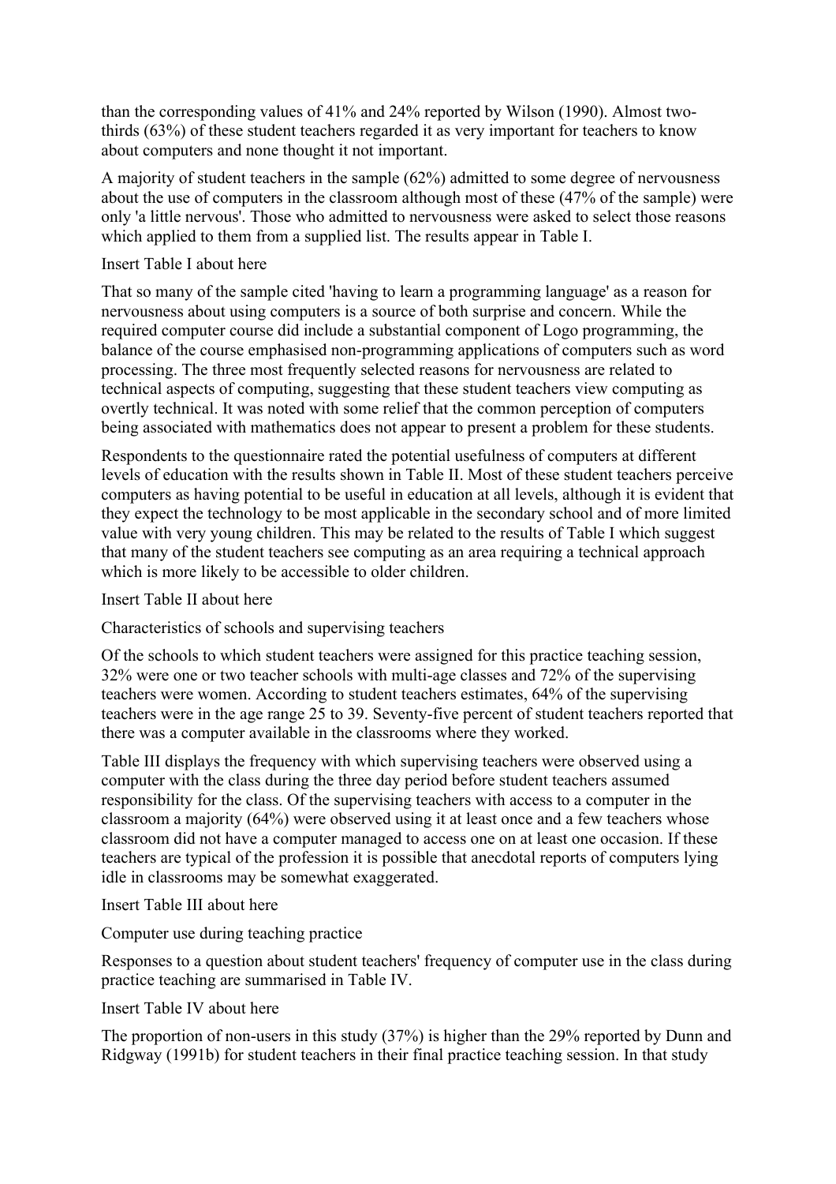than the corresponding values of 41% and 24% reported by Wilson (1990). Almost two-thirds (63%) of these student teachers regarded it as very important for teachers to know about computers and none thought it not important.

A majority of student teachers in the sample (62%) admitted to some degree of nervousness about the use of computers in the classroom although most of these (47% of the sample) were only 'a little nervous'. Those who admitted to nervousness were asked to select those reasons which applied to them from a supplied list. The results appear in Table I.

Insert Table I about here

That so many of the sample cited 'having to learn a programming language' as a reason for nervousness about using computers is a source of both surprise and concern. While the required computer course did include a substantial component of Logo programming, the balance of the course emphasised non-programming applications of computers such as word processing. The three most frequently selected reasons for nervousness are related to technical aspects of computing, suggesting that these student teachers view computing as overtly technical. It was noted with some relief that the common perception of computers being associated with mathematics does not appear to present a problem for these students.

Respondents to the questionnaire rated the potential usefulness of computers at different levels of education with the results shown in Table II. Most of these student teachers perceive computers as having potential to be useful in education at all levels, although it is evident that they expect the technology to be most applicable in the secondary school and of more limited value with very young children. This may be related to the results of Table I which suggest that many of the student teachers see computing as an area requiring a technical approach which is more likely to be accessible to older children.

Insert Table II about here

## Characteristics of schools and supervising teachers

Of the schools to which student teachers were assigned for this practice teaching session, 32% were one or two teacher schools with multi-age classes and 72% of the supervising teachers were women. According to student teachers estimates, 64% of the supervising teachers were in the age range 25 to 39. Seventy-five percent of student teachers reported that there was a computer available in the classrooms where they worked.

Table III displays the frequency with which supervising teachers were observed using a computer with the class during the three day period before student teachers assumed responsibility for the class. Of the supervising teachers with access to a computer in the classroom a majority (64%) were observed using it at least once and a few teachers whose classroom did not have a computer managed to access one on at least one occasion. If these teachers are typical of the profession it is possible that anecdotal reports of computers lying idle in classrooms may be somewhat exaggerated.

Insert Table III about here

## Computer use during teaching practice

Responses to a question about student teachers' frequency of computer use in the class during practice teaching are summarised in Table IV.

Insert Table IV about here

The proportion of non-users in this study (37%) is higher than the 29% reported by Dunn and Ridgway (1991b) for student teachers in their final practice teaching session. In that study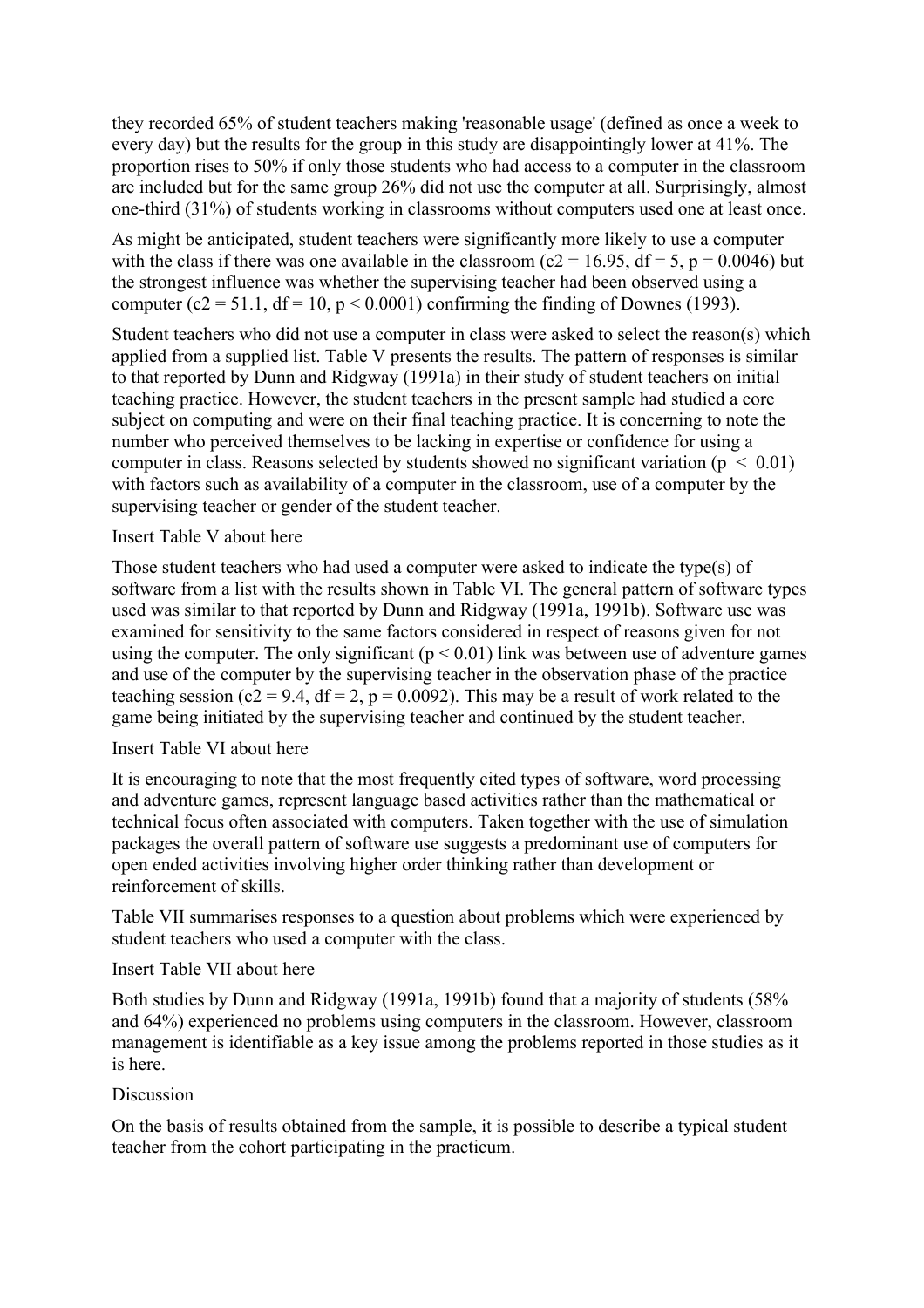they recorded 65% of student teachers making 'reasonable usage' (defined as once a week to every day) but the results for the group in this study are disappointingly lower at 41%. The proportion rises to 50% if only those students who had access to a computer in the classroom are included but for the same group 26% did not use the computer at all. Surprisingly, almost one-third (31%) of students working in classrooms without computers used one at least once.

As might be anticipated, student teachers were significantly more likely to use a computer with the class if there was one available in the classroom ($c2 = 16.95$, $df = 5$, $p = 0.0046$) but the strongest influence was whether the supervising teacher had been observed using a computer ($c2 = 51.1$, $df = 10$, $p < 0.0001$) confirming the finding of Downes (1993).

Student teachers who did not use a computer in class were asked to select the reason(s) which applied from a supplied list. Table V presents the results. The pattern of responses is similar to that reported by Dunn and Ridgway (1991a) in their study of student teachers on initial teaching practice. However, the student teachers in the present sample had studied a core subject on computing and were on their final teaching practice. It is concerning to note the number who perceived themselves to be lacking in expertise or confidence for using a computer in class. Reasons selected by students showed no significant variation ($p < 0.01$) with factors such as availability of a computer in the classroom, use of a computer by the supervising teacher or gender of the student teacher.

Insert Table V about here

Those student teachers who had used a computer were asked to indicate the type(s) of software from a list with the results shown in Table VI. The general pattern of software types used was similar to that reported by Dunn and Ridgway (1991a, 1991b). Software use was examined for sensitivity to the same factors considered in respect of reasons given for not using the computer. The only significant ($p < 0.01$) link was between use of adventure games and use of the computer by the supervising teacher in the observation phase of the practice teaching session ($c2 = 9.4$, $df = 2$, $p = 0.0092$). This may be a result of work related to the game being initiated by the supervising teacher and continued by the student teacher.

Insert Table VI about here

It is encouraging to note that the most frequently cited types of software, word processing and adventure games, represent language based activities rather than the mathematical or technical focus often associated with computers. Taken together with the use of simulation packages the overall pattern of software use suggests a predominant use of computers for open ended activities involving higher order thinking rather than development or reinforcement of skills.

Table VII summarises responses to a question about problems which were experienced by student teachers who used a computer with the class.

Insert Table VII about here

Both studies by Dunn and Ridgway (1991a, 1991b) found that a majority of students (58% and 64%) experienced no problems using computers in the classroom. However, classroom management is identifiable as a key issue among the problems reported in those studies as it is here.

## Discussion

On the basis of results obtained from the sample, it is possible to describe a typical student teacher from the cohort participating in the practicum.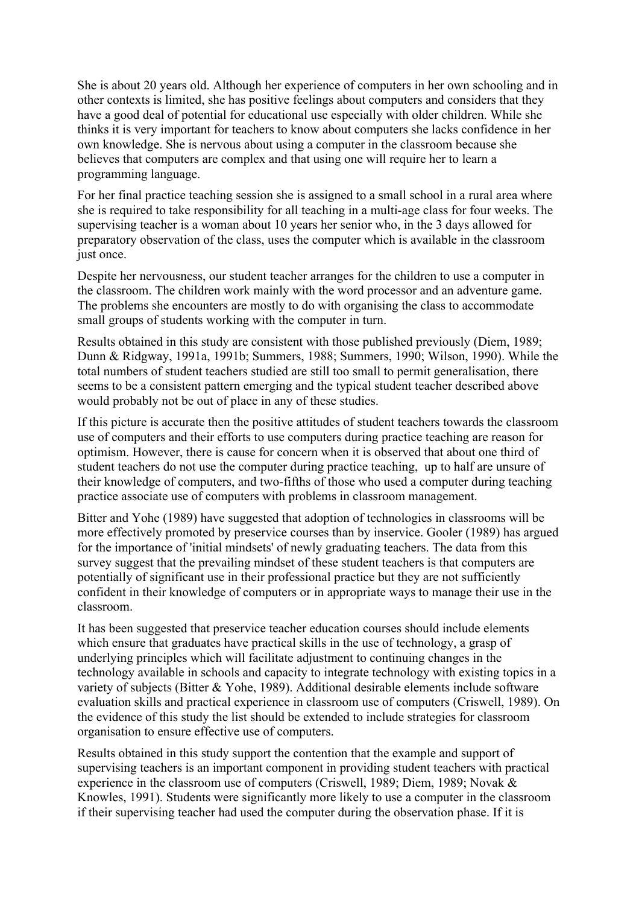She is about 20 years old. Although her experience of computers in her own schooling and in other contexts is limited, she has positive feelings about computers and considers that they have a good deal of potential for educational use especially with older children. While she thinks it is very important for teachers to know about computers she lacks confidence in her own knowledge. She is nervous about using a computer in the classroom because she believes that computers are complex and that using one will require her to learn a programming language.

For her final practice teaching session she is assigned to a small school in a rural area where she is required to take responsibility for all teaching in a multi-age class for four weeks. The supervising teacher is a woman about 10 years her senior who, in the 3 days allowed for preparatory observation of the class, uses the computer which is available in the classroom just once.

Despite her nervousness, our student teacher arranges for the children to use a computer in the classroom. The children work mainly with the word processor and an adventure game. The problems she encounters are mostly to do with organising the class to accommodate small groups of students working with the computer in turn.

Results obtained in this study are consistent with those published previously (Diem, 1989; Dunn & Ridgway, 1991a, 1991b; Summers, 1988; Summers, 1990; Wilson, 1990). While the total numbers of student teachers studied are still too small to permit generalisation, there seems to be a consistent pattern emerging and the typical student teacher described above would probably not be out of place in any of these studies.

If this picture is accurate then the positive attitudes of student teachers towards the classroom use of computers and their efforts to use computers during practice teaching are reason for optimism. However, there is cause for concern when it is observed that about one third of student teachers do not use the computer during practice teaching, up to half are unsure of their knowledge of computers, and two-fifths of those who used a computer during teaching practice associate use of computers with problems in classroom management.

Bitter and Yohe (1989) have suggested that adoption of technologies in classrooms will be more effectively promoted by preservice courses than by inservice. Gooler (1989) has argued for the importance of 'initial mindsets' of newly graduating teachers. The data from this survey suggest that the prevailing mindset of these student teachers is that computers are potentially of significant use in their professional practice but they are not sufficiently confident in their knowledge of computers or in appropriate ways to manage their use in the classroom.

It has been suggested that preservice teacher education courses should include elements which ensure that graduates have practical skills in the use of technology, a grasp of underlying principles which will facilitate adjustment to continuing changes in the technology available in schools and capacity to integrate technology with existing topics in a variety of subjects (Bitter & Yohe, 1989). Additional desirable elements include software evaluation skills and practical experience in classroom use of computers (Criswell, 1989). On the evidence of this study the list should be extended to include strategies for classroom organisation to ensure effective use of computers.

Results obtained in this study support the contention that the example and support of supervising teachers is an important component in providing student teachers with practical experience in the classroom use of computers (Criswell, 1989; Diem, 1989; Novak & Knowles, 1991). Students were significantly more likely to use a computer in the classroom if their supervising teacher had used the computer during the observation phase. If it is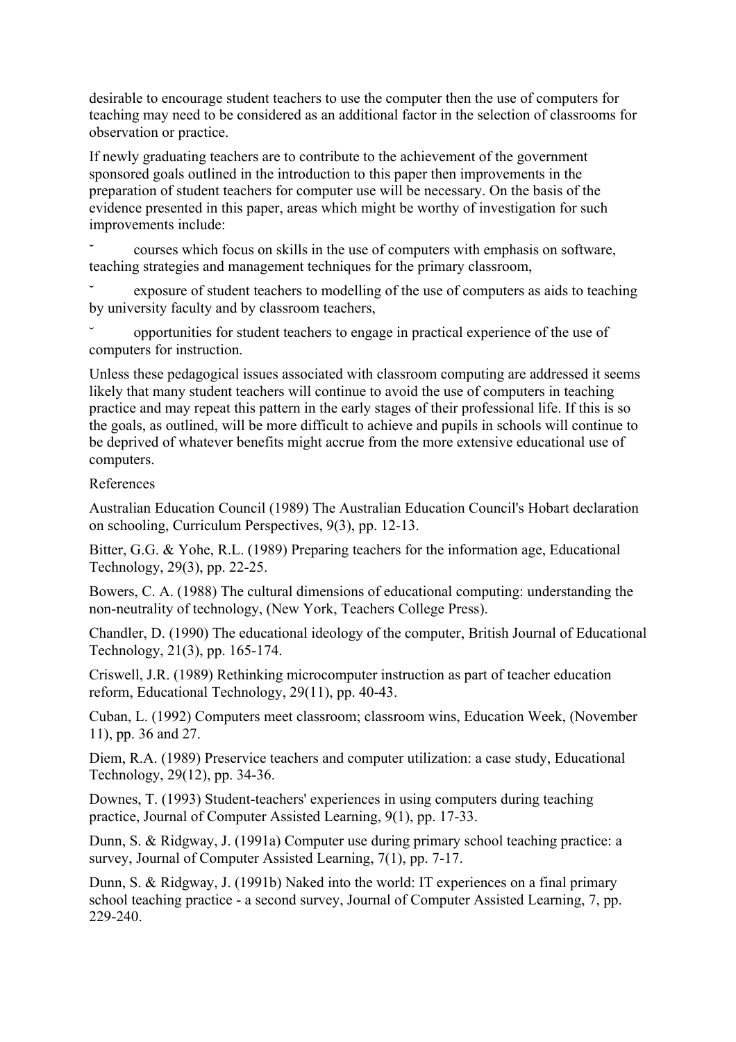desirable to encourage student teachers to use the computer then the use of computers for teaching may need to be considered as an additional factor in the selection of classrooms for observation or practice.

If newly graduating teachers are to contribute to the achievement of the government sponsored goals outlined in the introduction to this paper then improvements in the preparation of student teachers for computer use will be necessary. On the basis of the evidence presented in this paper, areas which might be worthy of investigation for such improvements include:

- courses which focus on skills in the use of computers with emphasis on software, teaching strategies and management techniques for the primary classroom,
- exposure of student teachers to modelling of the use of computers as aids to teaching by university faculty and by classroom teachers,
- opportunities for student teachers to engage in practical experience of the use of computers for instruction.

Unless these pedagogical issues associated with classroom computing are addressed it seems likely that many student teachers will continue to avoid the use of computers in teaching practice and may repeat this pattern in the early stages of their professional life. If this is so the goals, as outlined, will be more difficult to achieve and pupils in schools will continue to be deprived of whatever benefits might accrue from the more extensive educational use of computers.

## References

Australian Education Council (1989) The Australian Education Council's Hobart declaration on schooling, Curriculum Perspectives, 9(3), pp. 12-13.

Bitter, G.G. & Yohe, R.L. (1989) Preparing teachers for the information age, Educational Technology, 29(3), pp. 22-25.

Bowers, C. A. (1988) The cultural dimensions of educational computing: understanding the non-neutrality of technology, (New York, Teachers College Press).

Chandler, D. (1990) The educational ideology of the computer, British Journal of Educational Technology, 21(3), pp. 165-174.

Criswell, J.R. (1989) Rethinking microcomputer instruction as part of teacher education reform, Educational Technology, 29(11), pp. 40-43.

Cuban, L. (1992) Computers meet classroom; classroom wins, Education Week, (November 11), pp. 36 and 27.

Diem, R.A. (1989) Preservice teachers and computer utilization: a case study, Educational Technology, 29(12), pp. 34-36.

Downes, T. (1993) Student-teachers' experiences in using computers during teaching practice, Journal of Computer Assisted Learning, 9(1), pp. 17-33.

Dunn, S. & Ridgway, J. (1991a) Computer use during primary school teaching practice: a survey, Journal of Computer Assisted Learning, 7(1), pp. 7-17.

Dunn, S. & Ridgway, J. (1991b) Naked into the world: IT experiences on a final primary school teaching practice - a second survey, Journal of Computer Assisted Learning, 7, pp. 229-240.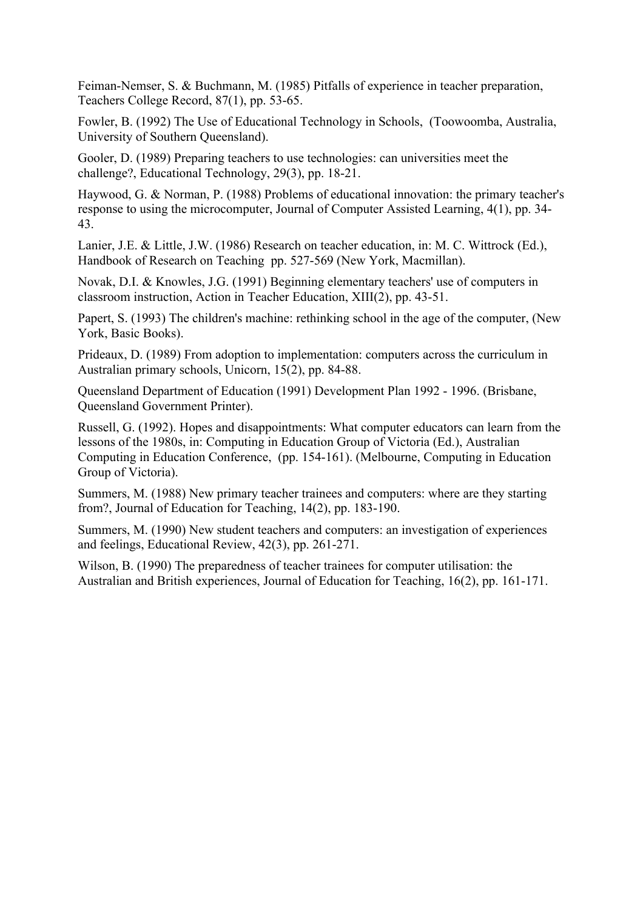Feiman-Nemser, S. & Buchmann, M. (1985) Pitfalls of experience in teacher preparation, Teachers College Record, 87(1), pp. 53-65.

Fowler, B. (1992) The Use of Educational Technology in Schools, (Toowoomba, Australia, University of Southern Queensland).

Gooler, D. (1989) Preparing teachers to use technologies: can universities meet the challenge?, Educational Technology, 29(3), pp. 18-21.

Haywood, G. & Norman, P. (1988) Problems of educational innovation: the primary teacher's response to using the microcomputer, Journal of Computer Assisted Learning, 4(1), pp. 34-43.

Lanier, J.E. & Little, J.W. (1986) Research on teacher education, in: M. C. Wittrock (Ed.), Handbook of Research on Teaching pp. 527-569 (New York, Macmillan).

Novak, D.I. & Knowles, J.G. (1991) Beginning elementary teachers' use of computers in classroom instruction, Action in Teacher Education, XIII(2), pp. 43-51.

Papert, S. (1993) The children's machine: rethinking school in the age of the computer, (New York, Basic Books).

Prideaux, D. (1989) From adoption to implementation: computers across the curriculum in Australian primary schools, Unicorn, 15(2), pp. 84-88.

Queensland Department of Education (1991) Development Plan 1992 - 1996. (Brisbane, Queensland Government Printer).

Russell, G. (1992). Hopes and disappointments: What computer educators can learn from the lessons of the 1980s, in: Computing in Education Group of Victoria (Ed.), Australian Computing in Education Conference, (pp. 154-161). (Melbourne, Computing in Education Group of Victoria).

Summers, M. (1988) New primary teacher trainees and computers: where are they starting from?, Journal of Education for Teaching, 14(2), pp. 183-190.

Summers, M. (1990) New student teachers and computers: an investigation of experiences and feelings, Educational Review, 42(3), pp. 261-271.

Wilson, B. (1990) The preparedness of teacher trainees for computer utilisation: the Australian and British experiences, Journal of Education for Teaching, 16(2), pp. 161-171.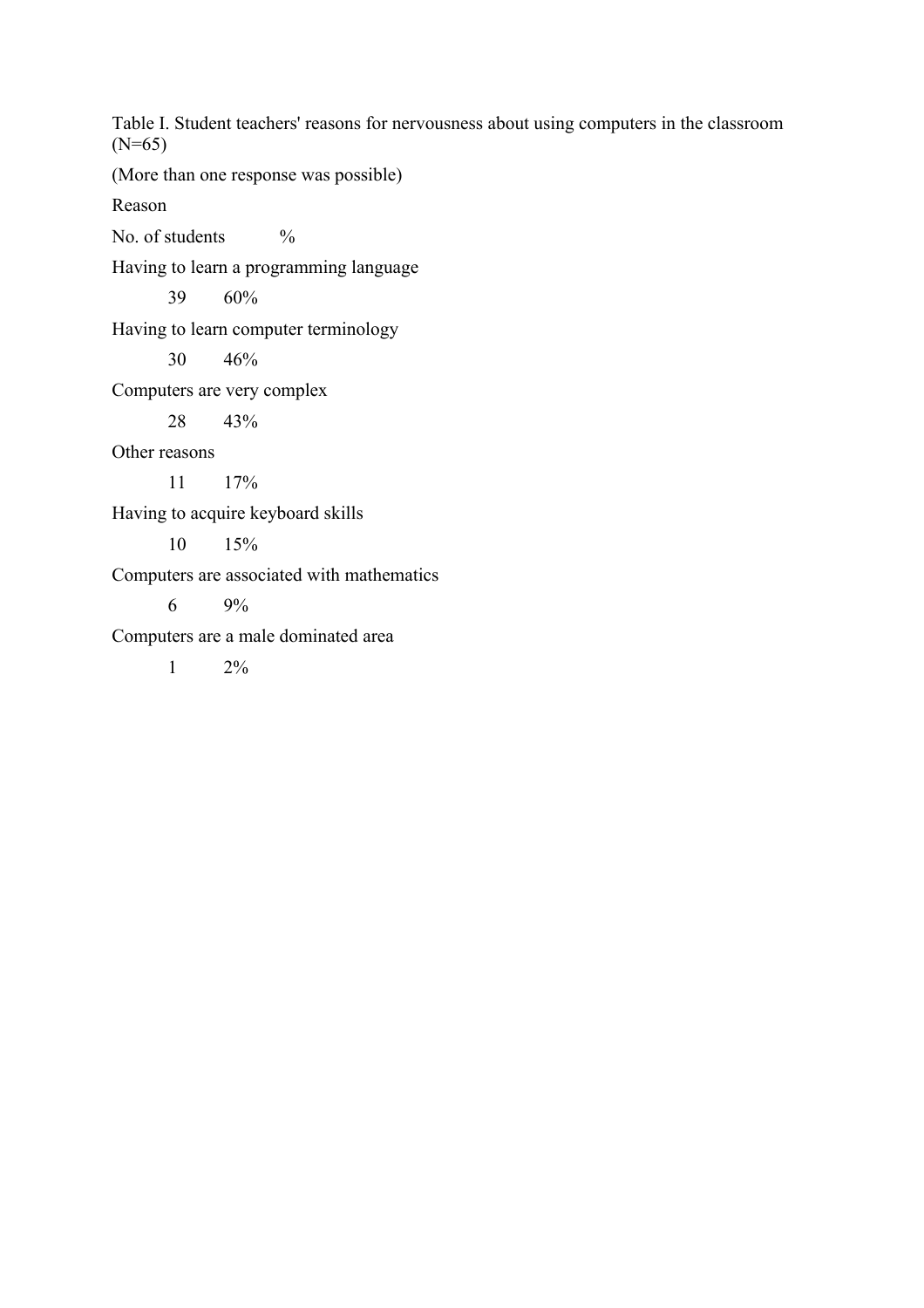Table I. Student teachers' reasons for nervousness about using computers in the classroom (N=65)

(More than one response was possible)

| Reason | No. of students | % |
|---|---|---|
| Having to learn a programming language | 39 | 60% |
| Having to learn computer terminology | 30 | 46% |
| Computers are very complex | 28 | 43% |
| Other reasons | 11 | 17% |
| Having to acquire keyboard skills | 10 | 15% |
| Computers are associated with mathematics | 6 | 9% |
| Computers are a male dominated area | 1 | 2% |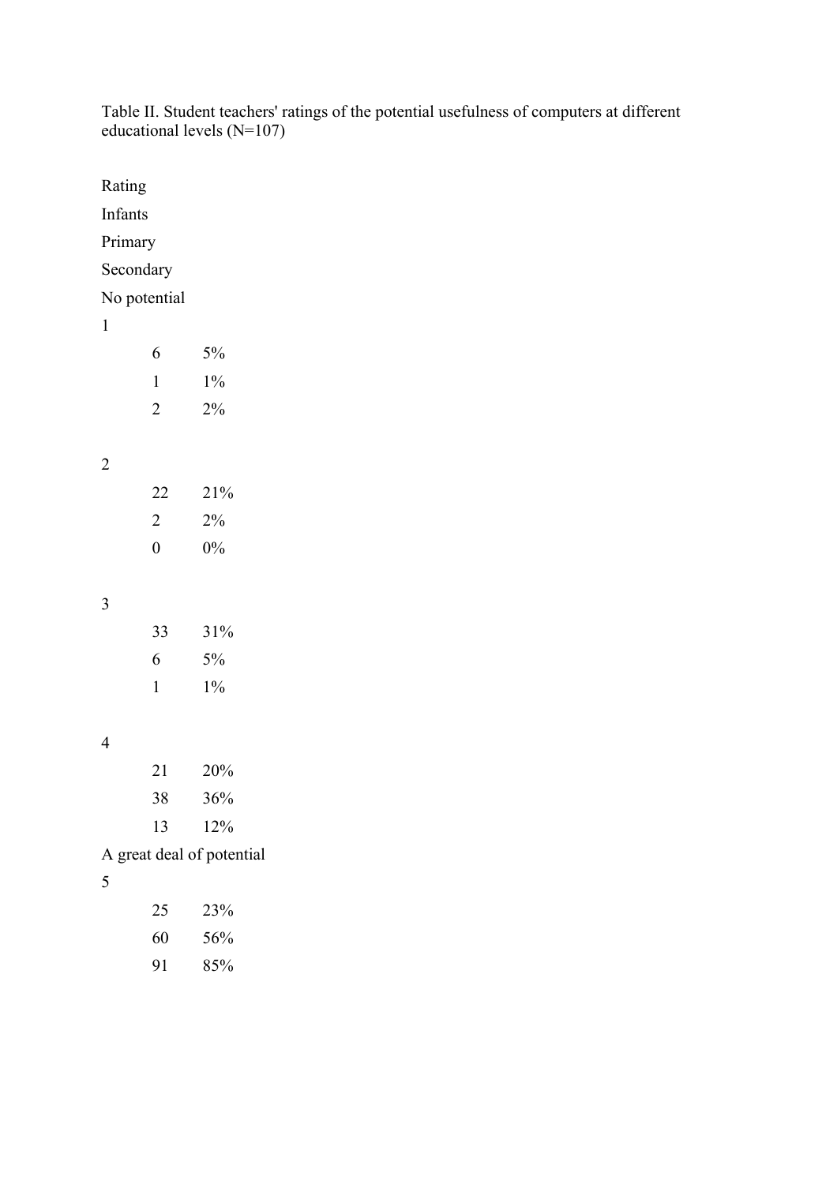Table II. Student teachers' ratings of the potential usefulness of computers at different educational levels (N=107)

| Rating | | Infants | | Primary | | Secondary | |
|---|---|---|---|---|---|---|---|
| No potential | 1 | 6 | 5% | 1 | 1% | 2 | 2% |
| | 2 | 22 | 21% | 2 | 2% | 0 | 0% |
| | 3 | 33 | 31% | 6 | 5% | 1 | 1% |
| | 4 | 21 | 20% | 38 | 36% | 13 | 12% |
| A great deal of potential | 5 | 25 | 23% | 60 | 56% | 91 | 85% |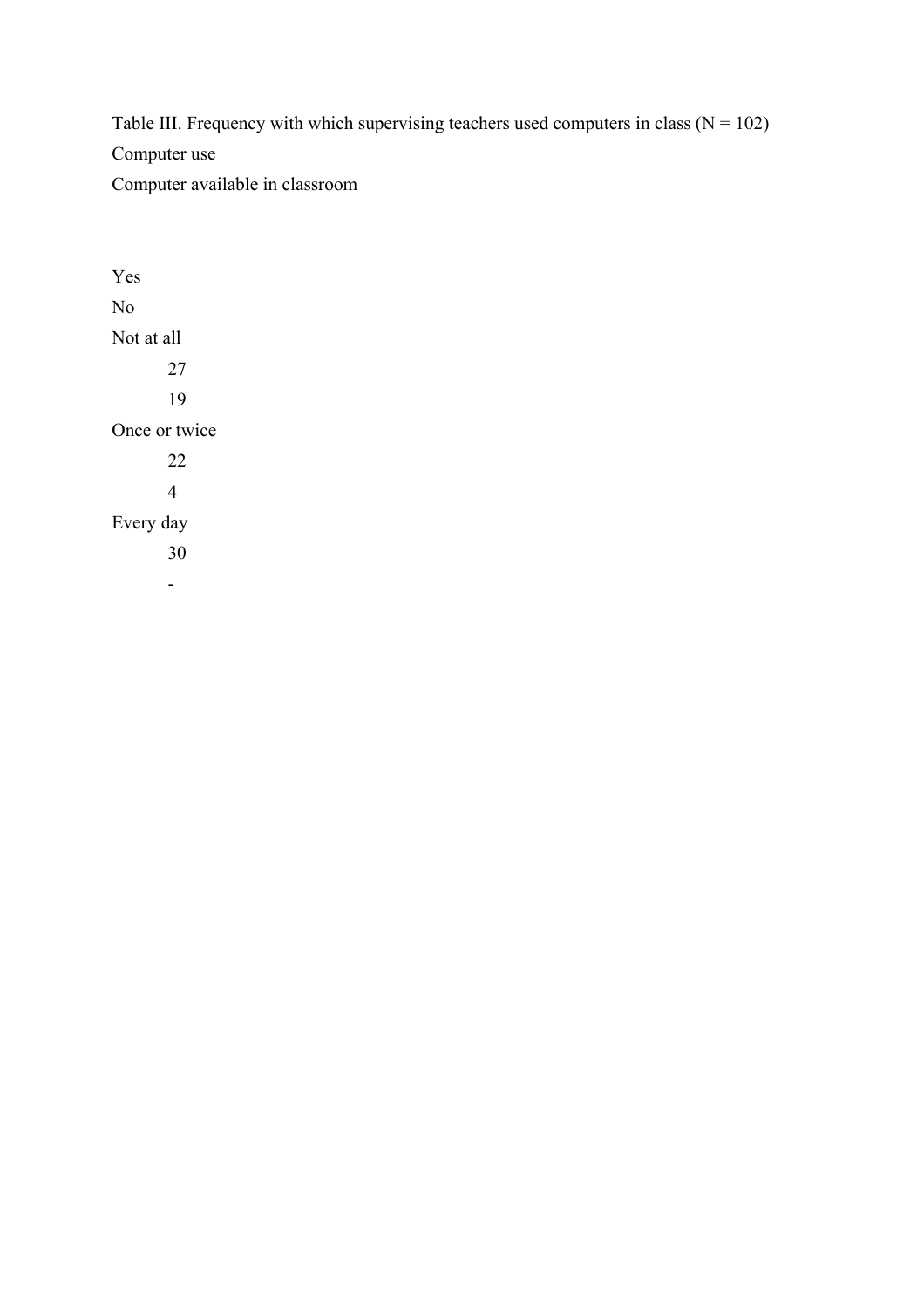Table III. Frequency with which supervising teachers used computers in class (N = 102)

| Computer use | Computer available in classroom | |
|---|---|---|
| | Yes | No |
| Not at all | 27 | 19 |
| Once or twice | 22 | 4 |
| Every day | 30 | - |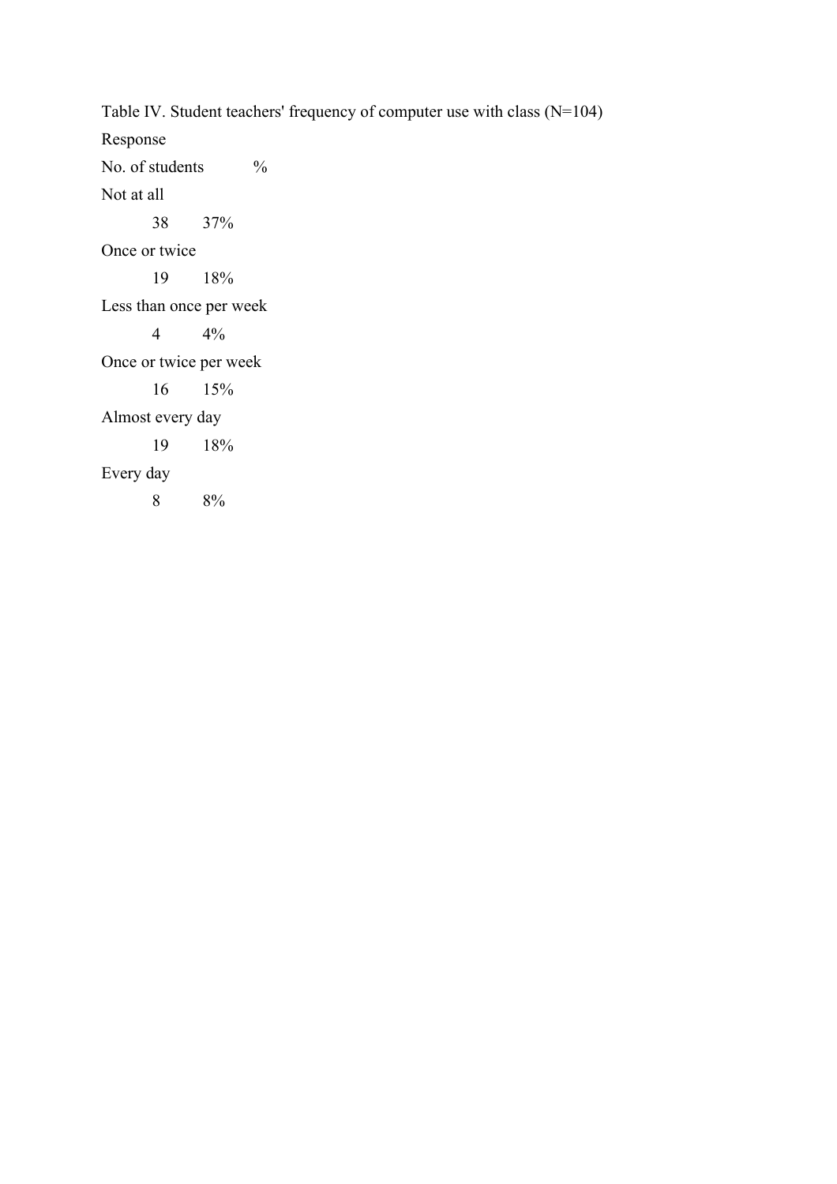Table IV. Student teachers' frequency of computer use with class (N=104)

| Response | No. of students | % |
|---|---|---|
| Not at all | 38 | 37% |
| Once or twice | 19 | 18% |
| Less than once per week | 4 | 4% |
| Once or twice per week | 16 | 15% |
| Almost every day | 19 | 18% |
| Every day | 8 | 8% |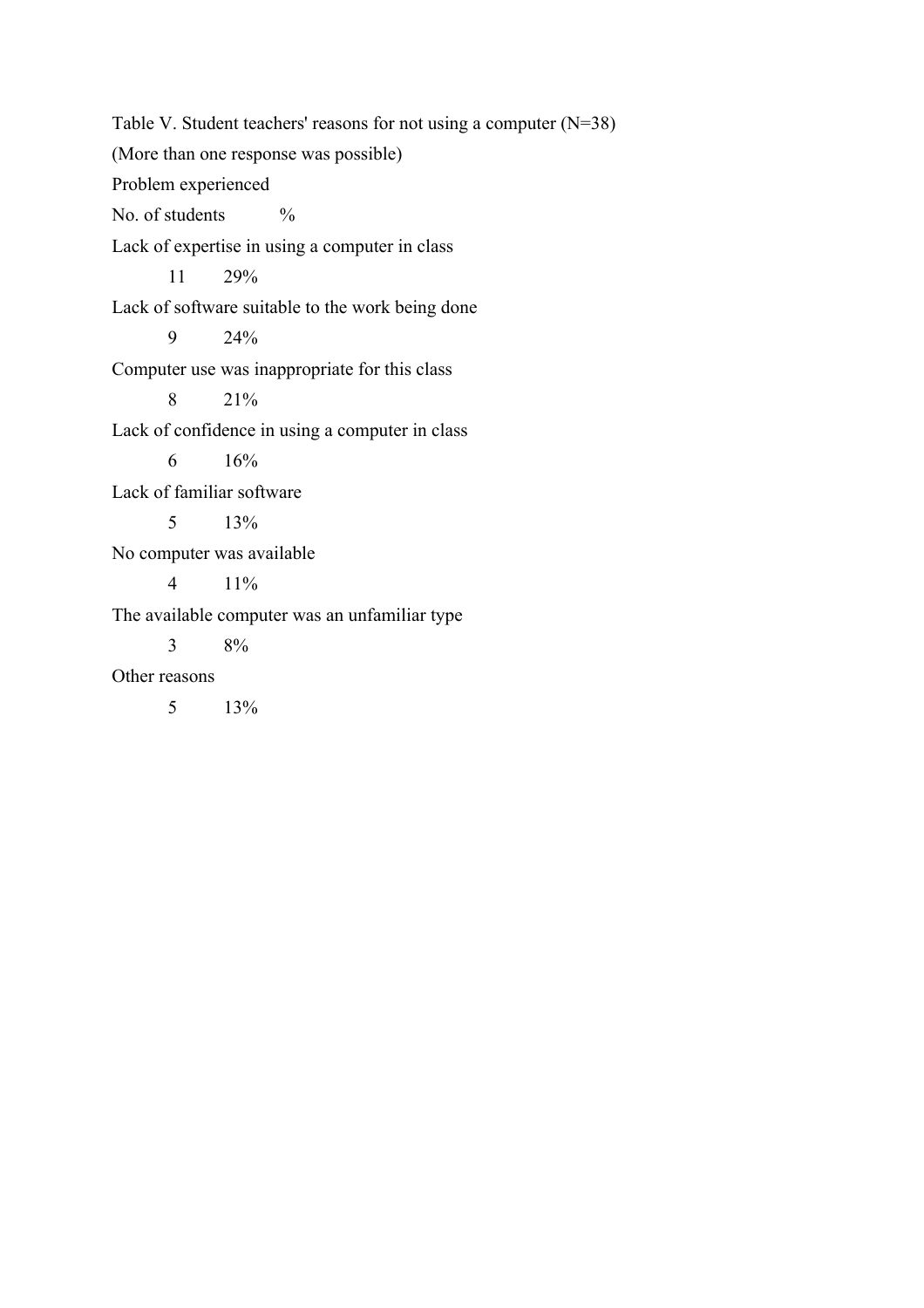Table V. Student teachers' reasons for not using a computer (N=38)

(More than one response was possible)

| Problem experienced | No. of students | % |
|---|---|---|
| Lack of expertise in using a computer in class | 11 | 29% |
| Lack of software suitable to the work being done | 9 | 24% |
| Computer use was inappropriate for this class | 8 | 21% |
| Lack of confidence in using a computer in class | 6 | 16% |
| Lack of familiar software | 5 | 13% |
| No computer was available | 4 | 11% |
| The available computer was an unfamiliar type | 3 | 8% |
| Other reasons | 5 | 13% |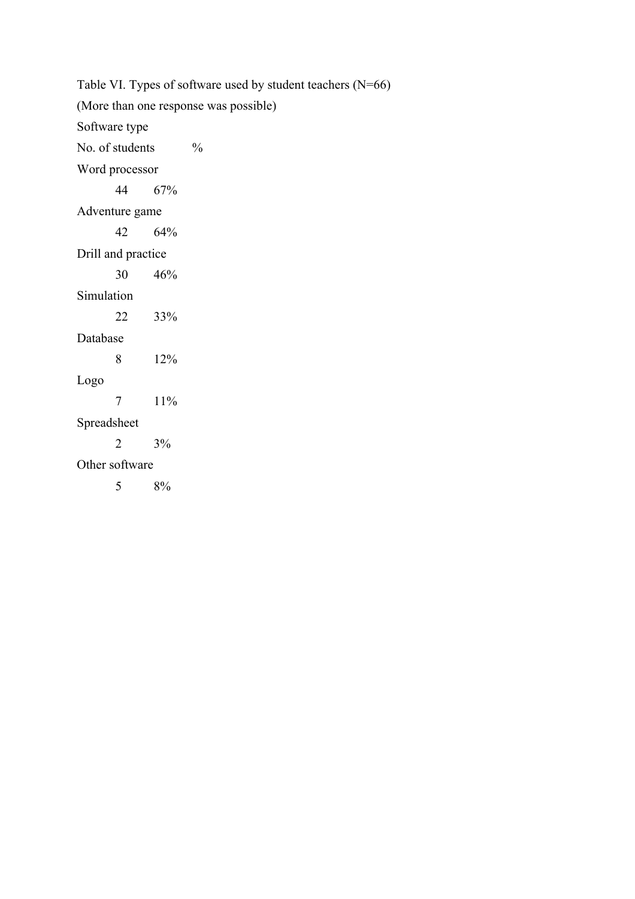Table VI. Types of software used by student teachers (N=66)

(More than one response was possible)

| Software type | No. of students | % |
| --- | --- | --- |
| Word processor | 44 | 67% |
| Adventure game | 42 | 64% |
| Drill and practice | 30 | 46% |
| Simulation | 22 | 33% |
| Database | 8 | 12% |
| Logo | 7 | 11% |
| Spreadsheet | 2 | 3% |
| Other software | 5 | 8% |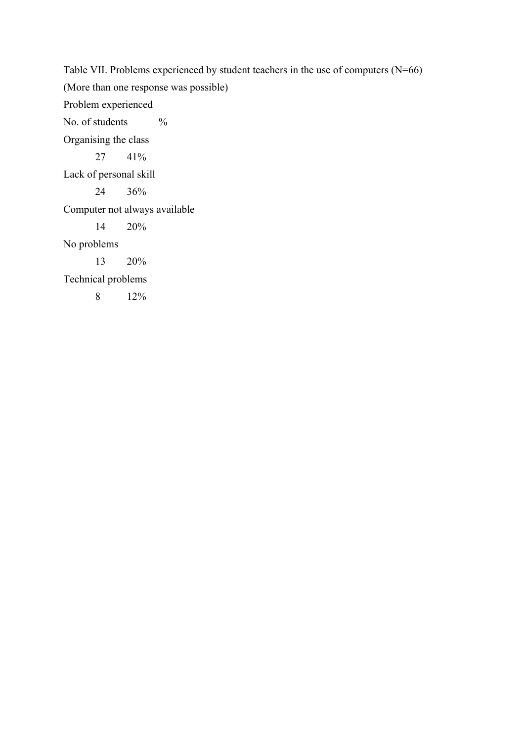Table VII. Problems experienced by student teachers in the use of computers (N=66)

(More than one response was possible)

| Problem experienced | No. of students | % |
|---|---|---|
| Organising the class | 27 | 41% |
| Lack of personal skill | 24 | 36% |
| Computer not always available | 14 | 20% |
| No problems | 13 | 20% |
| Technical problems | 8 | 12% |